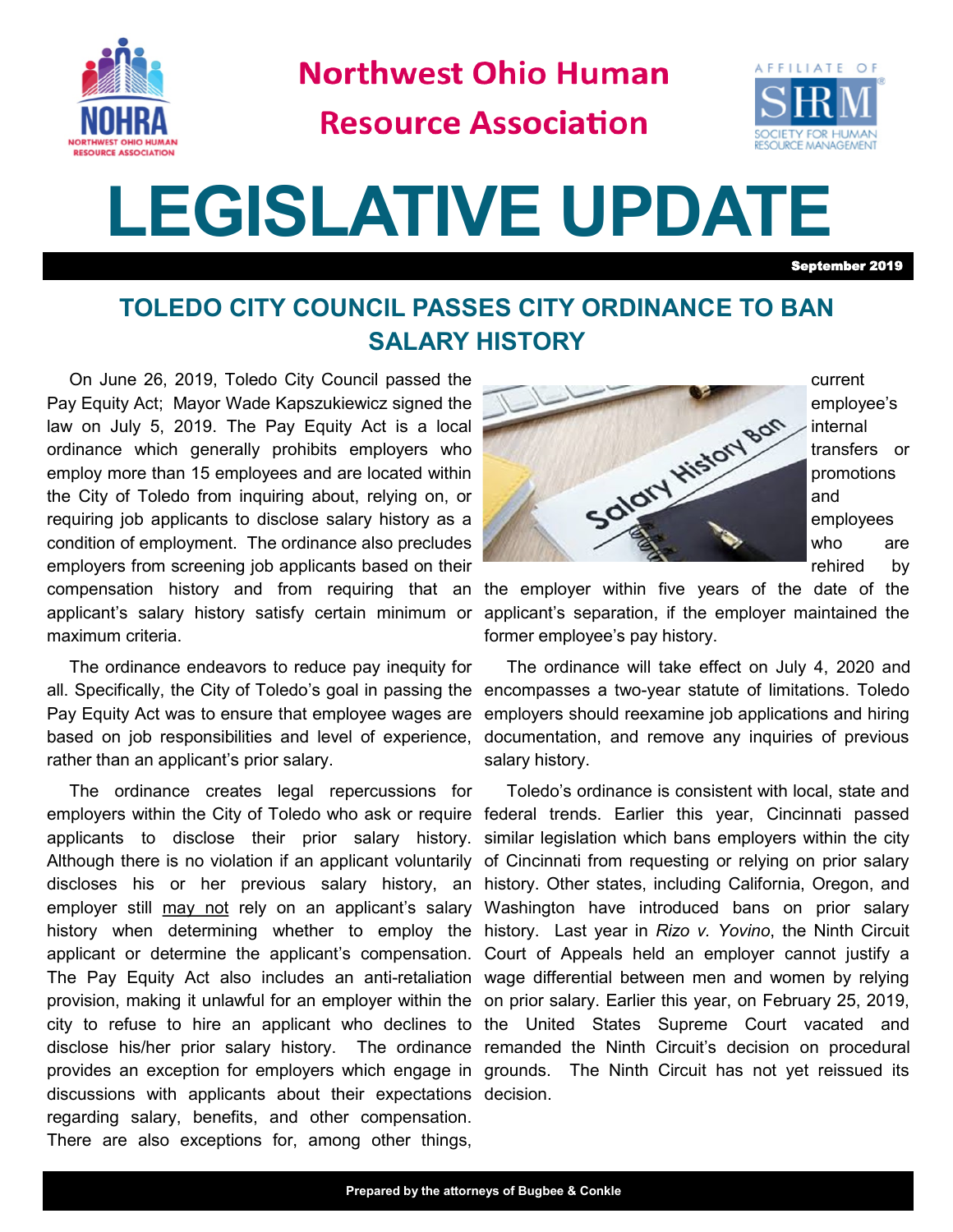# Northwest Ohio Human Resource Association

# LEGISLATIVE UPDATE

September 2019

## TOLEDO CITY COUNCIL PASSES CITY ORDINANCE TO BAN SALARY HISTORY

On June 26, 2019, Toledo City Council passed the Pay Equity Act; Mayor Wade Kapszukiewicz signed the law on July 5, 2019. The Pay Equity Act is a local ordinance which generally prohibits employers who employ more than 15 employees and are located within the City of Toledo from inquiring about, relying on, or requiring job applicants to disclose salary history as a condition of employment. The ordinance also precludes employers from screening job applicants based on their compensation history and from requiring that an applicant's salary history satisfy certain minimum or maximum criteria.

The ordinance endeavors to reduce pay inequity for all. Specifically, the City of Toledo's goal in passing the Pay Equity Act was to ensure that employee wages are based on job responsibilities and level of experience, rather than an applicant's prior salary.

The ordinance creates legal repercussions for employers within the City of Toledo who ask or require applicants to disclose their prior salary history. Although there is no violation if an applicant voluntarily discloses his or her previous salary history, an employer still may not rely on an applicant's salary history when determining whether to employ the applicant or determine the applicant's compensation. The Pay Equity Act also includes an anti-retaliation provision, making it unlawful for an employer within the city to refuse to hire an applicant who declines to disclose his/her prior salary history. The ordinance provides an exception for employers which engage in discussions with applicants about their expectations regarding salary, benefits, and other compensation. There are also exceptions for, among other things, current employee's internal transfers or promotions and employees who are rehired by the employer within five years of the date of the applicant's separation, if the employer maintained the former employee's pay history.

The ordinance will take effect on July 4, 2020 and encompasses a two-year statute of limitations. Toledo employers should reexamine job applications and hiring documentation, and remove any inquiries of previous salary history.

Toledo's ordinance is consistent with local, state and federal trends. Earlier this year, Cincinnati passed similar legislation which bans employers within the city of Cincinnati from requesting or relying on prior salary history. Other states, including California, Oregon, and Washington have introduced bans on prior salary history. Last year in *Rizo v. Yovino*, the Ninth Circuit Court of Appeals held an employer cannot justify a wage differential between men and women by relying on prior salary. Earlier this year, on February 25, 2019, the United States Supreme Court vacated and remanded the Ninth Circuit's decision on procedural grounds. The Ninth Circuit has not yet reissued its decision.

Prepared by the attorneys of Bugbee & Conkle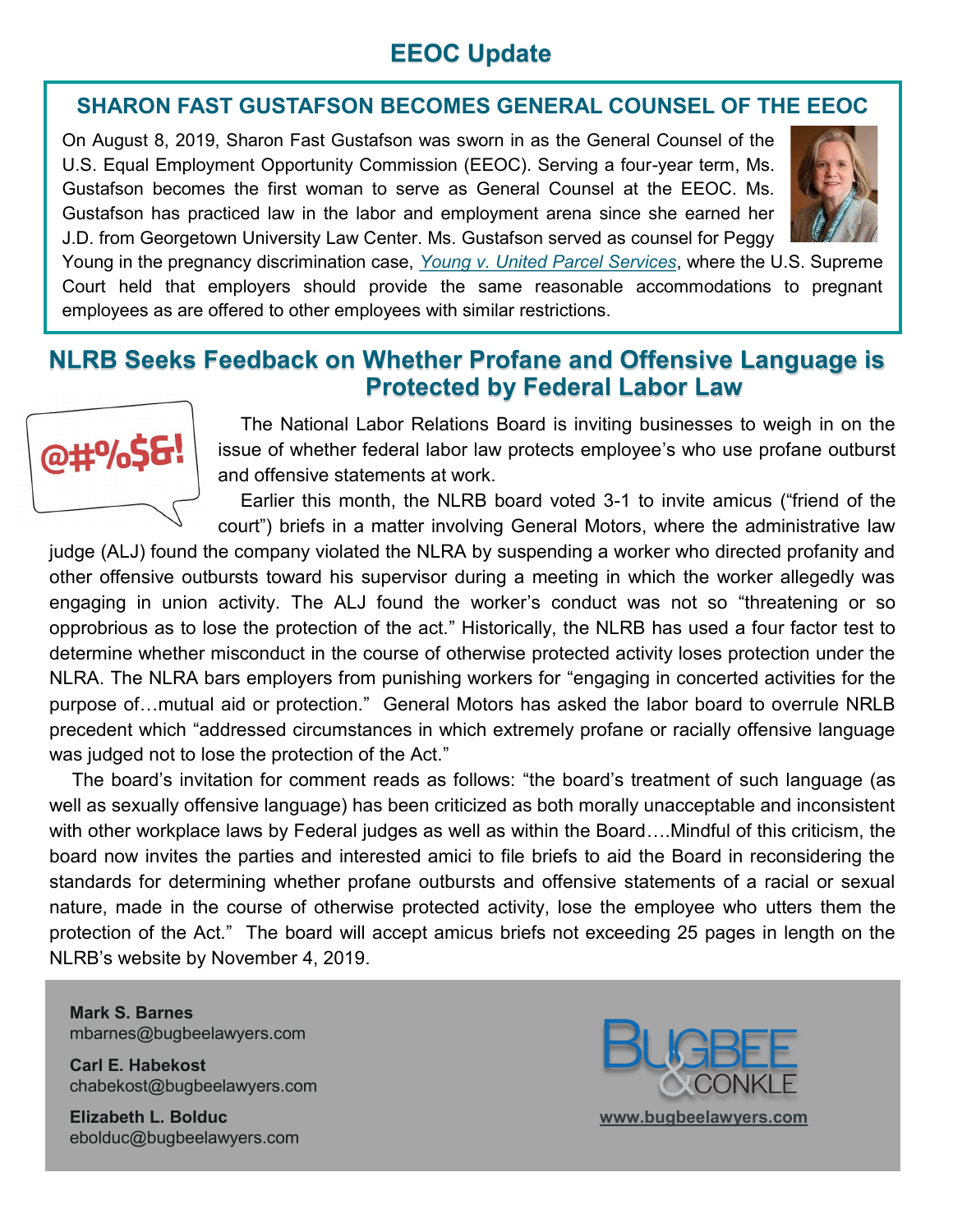# EEOC Update

## SHARON FAST GUSTAFSON BECOMES GENERAL COUNSEL OF THE EEOC

On August 8, 2019, Sharon Fast Gustafson was sworn in as the General Counsel of the U.S. Equal Employment Opportunity Commission (EEOC). Serving a four-year term, Ms. Gustafson becomes the first woman to serve as General Counsel at the EEOC. Ms. Gustafson has practiced law in the labor and employment arena since she earned her J.D. from Georgetown University Law Center. Ms. Gustafson served as counsel for Peggy Young in the pregnancy discrimination case, *Young v. United Parcel Services*, where the U.S. Supreme Court held that employers should provide the same reasonable accommodations to pregnant employees as are offered to other employees with similar restrictions.

## NLRB Seeks Feedback on Whether Profane and Offensive Language is Protected by Federal Labor Law

@#%$&!

The National Labor Relations Board is inviting businesses to weigh in on the issue of whether federal labor law protects employee's who use profane outburst and offensive statements at work.

Earlier this month, the NLRB board voted 3-1 to invite amicus ("friend of the court") briefs in a matter involving General Motors, where the administrative law judge (ALJ) found the company violated the NLRA by suspending a worker who directed profanity and other offensive outbursts toward his supervisor during a meeting in which the worker allegedly was engaging in union activity. The ALJ found the worker's conduct was not so "threatening or so opprobrious as to lose the protection of the act." Historically, the NLRB has used a four factor test to determine whether misconduct in the course of otherwise protected activity loses protection under the NLRA. The NLRA bars employers from punishing workers for "engaging in concerted activities for the purpose of…mutual aid or protection." General Motors has asked the labor board to overrule NRLB precedent which "addressed circumstances in which extremely profane or racially offensive language was judged not to lose the protection of the Act."

The board's invitation for comment reads as follows: "the board's treatment of such language (as well as sexually offensive language) has been criticized as both morally unacceptable and inconsistent with other workplace laws by Federal judges as well as within the Board….Mindful of this criticism, the board now invites the parties and interested amici to file briefs to aid the Board in reconsidering the standards for determining whether profane outbursts and offensive statements of a racial or sexual nature, made in the course of otherwise protected activity, lose the employee who utters them the protection of the Act." The board will accept amicus briefs not exceeding 25 pages in length on the NLRB's website by November 4, 2019.

**Mark S. Barnes**
mbarnes@bugbeelawyers.com

**Carl E. Habekost**
chabekost@bugbeelawyers.com

**Elizabeth L. Bolduc**
ebolduc@bugbeelawyers.com

BUGBEE & CONKLE

www.bugbeelawyers.com